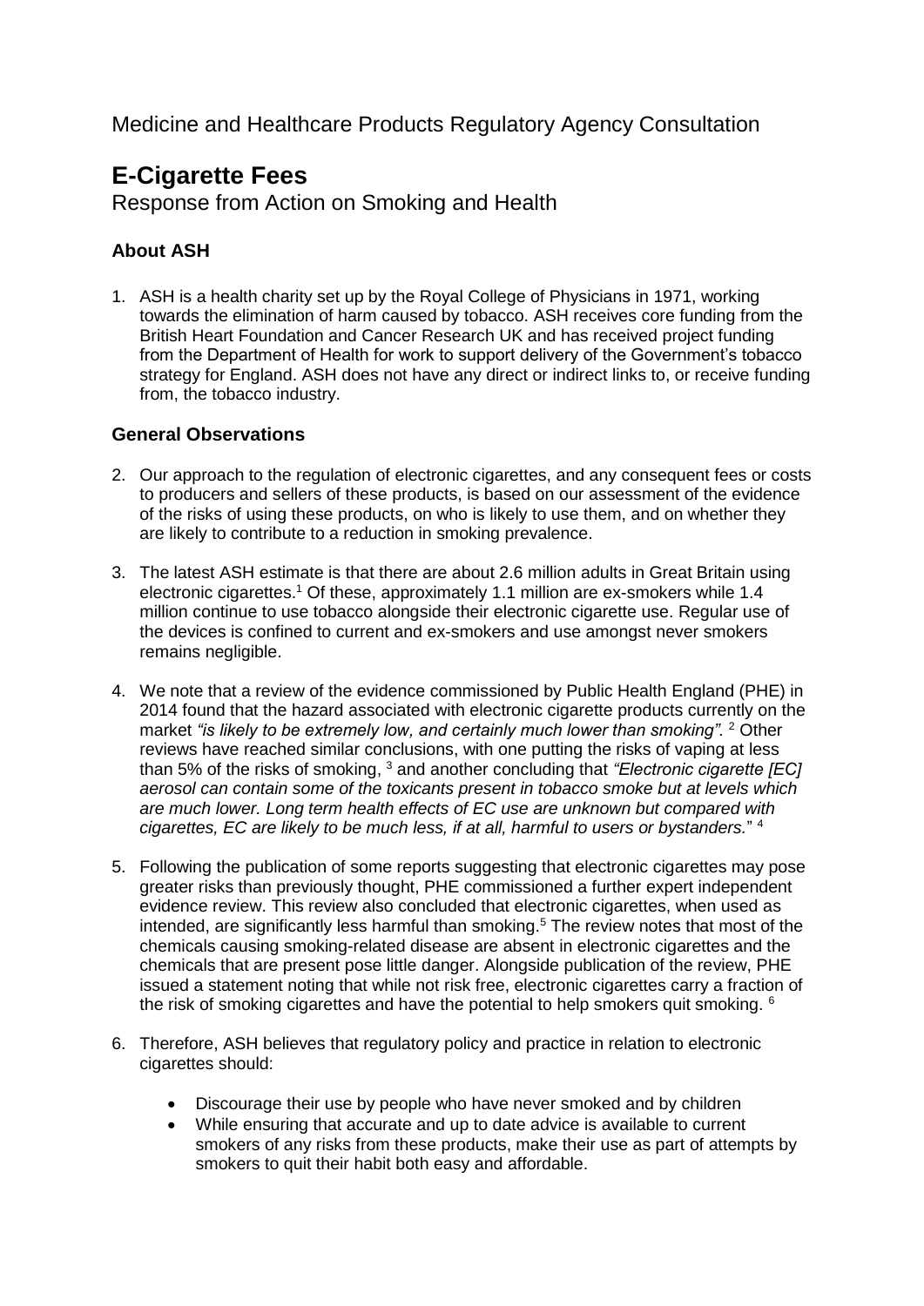Medicine and Healthcare Products Regulatory Agency Consultation

# E-Cigarette Fees

Response from Action on Smoking and Health

### About ASH

1. ASH is a health charity set up by the Royal College of Physicians in 1971, working towards the elimination of harm caused by tobacco. ASH receives core funding from the British Heart Foundation and Cancer Research UK and has received project funding from the Department of Health for work to support delivery of the Government's tobacco strategy for England. ASH does not have any direct or indirect links to, or receive funding from, the tobacco industry.

### General Observations

2. Our approach to the regulation of electronic cigarettes, and any consequent fees or costs to producers and sellers of these products, is based on our assessment of the evidence of the risks of using these products, on who is likely to use them, and on whether they are likely to contribute to a reduction in smoking prevalence.

3. The latest ASH estimate is that there are about 2.6 million adults in Great Britain using electronic cigarettes.[1] Of these, approximately 1.1 million are ex-smokers while 1.4 million continue to use tobacco alongside their electronic cigarette use. Regular use of the devices is confined to current and ex-smokers and use amongst never smokers remains negligible.

4. We note that a review of the evidence commissioned by Public Health England (PHE) in 2014 found that the hazard associated with electronic cigarette products currently on the market *"is likely to be extremely low, and certainly much lower than smoking".* [2] Other reviews have reached similar conclusions, with one putting the risks of vaping at less than 5% of the risks of smoking, [3] and another concluding that *"Electronic cigarette [EC] aerosol can contain some of the toxicants present in tobacco smoke but at levels which are much lower. Long term health effects of EC use are unknown but compared with cigarettes, EC are likely to be much less, if at all, harmful to users or bystanders.*" [4]

5. Following the publication of some reports suggesting that electronic cigarettes may pose greater risks than previously thought, PHE commissioned a further expert independent evidence review. This review also concluded that electronic cigarettes, when used as intended, are significantly less harmful than smoking.[5] The review notes that most of the chemicals causing smoking-related disease are absent in electronic cigarettes and the chemicals that are present pose little danger. Alongside publication of the review, PHE issued a statement noting that while not risk free, electronic cigarettes carry a fraction of the risk of smoking cigarettes and have the potential to help smokers quit smoking. [6]

6. Therefore, ASH believes that regulatory policy and practice in relation to electronic cigarettes should:

    - Discourage their use by people who have never smoked and by children
    - While ensuring that accurate and up to date advice is available to current smokers of any risks from these products, make their use as part of attempts by smokers to quit their habit both easy and affordable.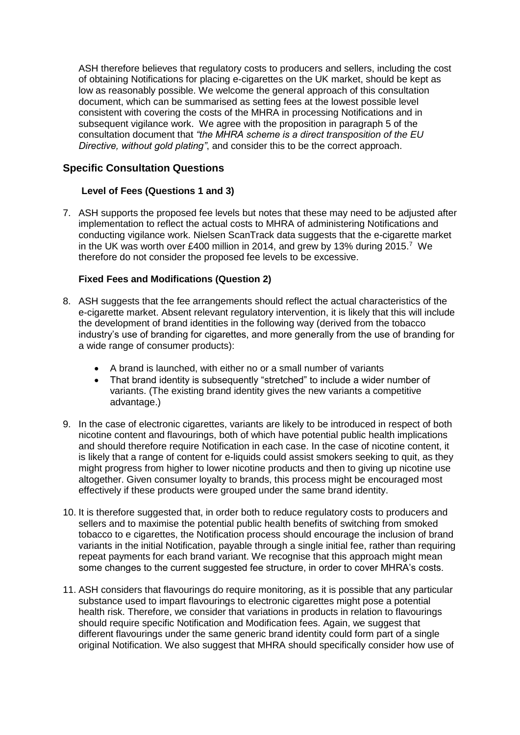ASH therefore believes that regulatory costs to producers and sellers, including the cost of obtaining Notifications for placing e-cigarettes on the UK market, should be kept as low as reasonably possible. We welcome the general approach of this consultation document, which can be summarised as setting fees at the lowest possible level consistent with covering the costs of the MHRA in processing Notifications and in subsequent vigilance work. We agree with the proposition in paragraph 5 of the consultation document that *"the MHRA scheme is a direct transposition of the EU Directive, without gold plating"*, and consider this to be the correct approach.

## Specific Consultation Questions

### Level of Fees (Questions 1 and 3)

7. ASH supports the proposed fee levels but notes that these may need to be adjusted after implementation to reflect the actual costs to MHRA of administering Notifications and conducting vigilance work. Nielsen ScanTrack data suggests that the e-cigarette market in the UK was worth over £400 million in 2014, and grew by 13% during 2015.[7] We therefore do not consider the proposed fee levels to be excessive.

### Fixed Fees and Modifications (Question 2)

8. ASH suggests that the fee arrangements should reflect the actual characteristics of the e-cigarette market. Absent relevant regulatory intervention, it is likely that this will include the development of brand identities in the following way (derived from the tobacco industry's use of branding for cigarettes, and more generally from the use of branding for a wide range of consumer products):

   - A brand is launched, with either no or a small number of variants
   - That brand identity is subsequently "stretched" to include a wider number of variants. (The existing brand identity gives the new variants a competitive advantage.)

9. In the case of electronic cigarettes, variants are likely to be introduced in respect of both nicotine content and flavourings, both of which have potential public health implications and should therefore require Notification in each case. In the case of nicotine content, it is likely that a range of content for e-liquids could assist smokers seeking to quit, as they might progress from higher to lower nicotine products and then to giving up nicotine use altogether. Given consumer loyalty to brands, this process might be encouraged most effectively if these products were grouped under the same brand identity.

10. It is therefore suggested that, in order both to reduce regulatory costs to producers and sellers and to maximise the potential public health benefits of switching from smoked tobacco to e cigarettes, the Notification process should encourage the inclusion of brand variants in the initial Notification, payable through a single initial fee, rather than requiring repeat payments for each brand variant. We recognise that this approach might mean some changes to the current suggested fee structure, in order to cover MHRA's costs.

11. ASH considers that flavourings do require monitoring, as it is possible that any particular substance used to impart flavourings to electronic cigarettes might pose a potential health risk. Therefore, we consider that variations in products in relation to flavourings should require specific Notification and Modification fees. Again, we suggest that different flavourings under the same generic brand identity could form part of a single original Notification. We also suggest that MHRA should specifically consider how use of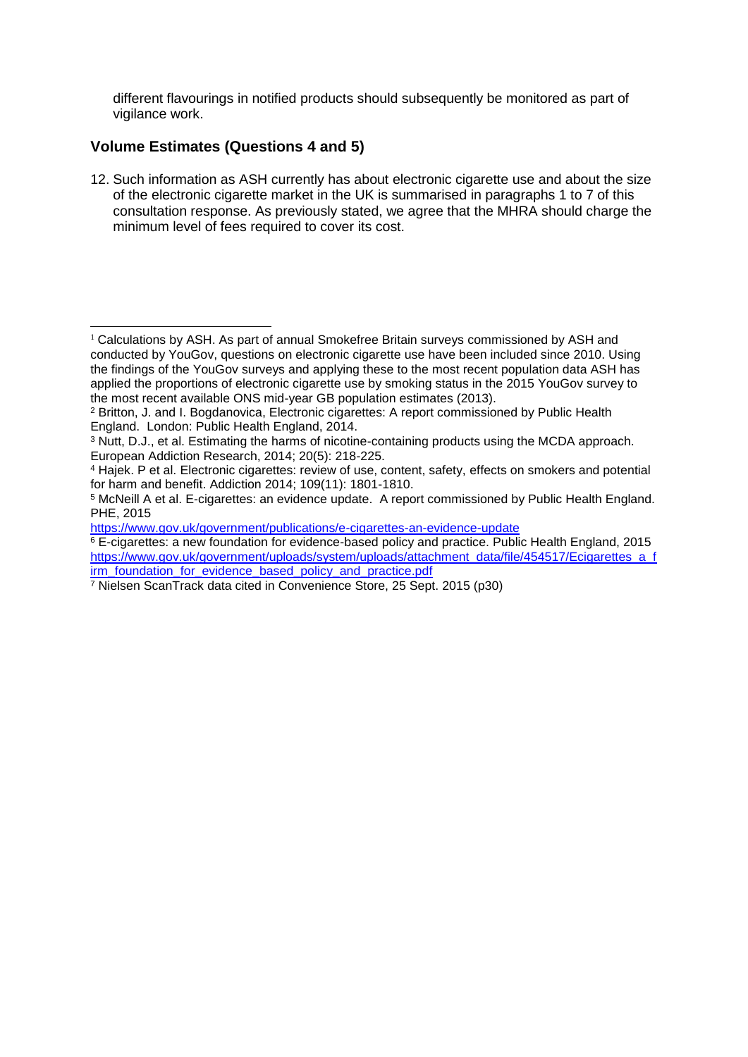different flavourings in notified products should subsequently be monitored as part of vigilance work.

### Volume Estimates (Questions 4 and 5)

12. Such information as ASH currently has about electronic cigarette use and about the size of the electronic cigarette market in the UK is summarised in paragraphs 1 to 7 of this consultation response. As previously stated, we agree that the MHRA should charge the minimum level of fees required to cover its cost.

---

[1] Calculations by ASH. As part of annual Smokefree Britain surveys commissioned by ASH and conducted by YouGov, questions on electronic cigarette use have been included since 2010. Using the findings of the YouGov surveys and applying these to the most recent population data ASH has applied the proportions of electronic cigarette use by smoking status in the 2015 YouGov survey to the most recent available ONS mid-year GB population estimates (2013).

[2] Britton, J. and I. Bogdanovica, Electronic cigarettes: A report commissioned by Public Health England. London: Public Health England, 2014.

[3] Nutt, D.J., et al. Estimating the harms of nicotine-containing products using the MCDA approach. European Addiction Research, 2014; 20(5): 218-225.

[4] Hajek. P et al. Electronic cigarettes: review of use, content, safety, effects on smokers and potential for harm and benefit. Addiction 2014; 109(11): 1801-1810.

[5] McNeill A et al. E-cigarettes: an evidence update. A report commissioned by Public Health England. PHE, 2015
https://www.gov.uk/government/publications/e-cigarettes-an-evidence-update

[6] E-cigarettes: a new foundation for evidence-based policy and practice. Public Health England, 2015
https://www.gov.uk/government/uploads/system/uploads/attachment_data/file/454517/Ecigarettes_a_firm_foundation_for_evidence_based_policy_and_practice.pdf

[7] Nielsen ScanTrack data cited in Convenience Store, 25 Sept. 2015 (p30)